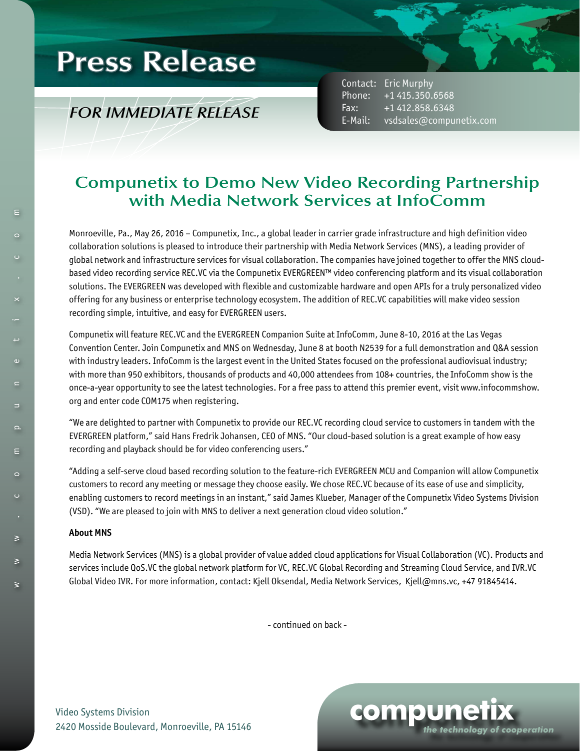# Press Release

*FOR IMMEDIATE RELEASE*

Contact: Eric Murphy
Phone: +1 415.350.6568
Fax: +1 412.858.6348
E-Mail: vsdsales@compunetix.com

## Compunetix to Demo New Video Recording Partnership with Media Network Services at InfoComm

Monroeville, Pa., May 26, 2016 – Compunetix, Inc., a global leader in carrier grade infrastructure and high definition video collaboration solutions is pleased to introduce their partnership with Media Network Services (MNS), a leading provider of global network and infrastructure services for visual collaboration. The companies have joined together to offer the MNS cloud-based video recording service REC.VC via the Compunetix EVERGREEN™ video conferencing platform and its visual collaboration solutions. The EVERGREEN was developed with flexible and customizable hardware and open APIs for a truly personalized video offering for any business or enterprise technology ecosystem. The addition of REC.VC capabilities will make video session recording simple, intuitive, and easy for EVERGREEN users.

Compunetix will feature REC.VC and the EVERGREEN Companion Suite at InfoComm, June 8-10, 2016 at the Las Vegas Convention Center. Join Compunetix and MNS on Wednesday, June 8 at booth N2539 for a full demonstration and Q&A session with industry leaders. InfoComm is the largest event in the United States focused on the professional audiovisual industry; with more than 950 exhibitors, thousands of products and 40,000 attendees from 108+ countries, the InfoComm show is the once-a-year opportunity to see the latest technologies. For a free pass to attend this premier event, visit www.infocommshow.org and enter code COM175 when registering.

"We are delighted to partner with Compunetix to provide our REC.VC recording cloud service to customers in tandem with the EVERGREEN platform," said Hans Fredrik Johansen, CEO of MNS. "Our cloud-based solution is a great example of how easy recording and playback should be for video conferencing users."

"Adding a self-serve cloud based recording solution to the feature-rich EVERGREEN MCU and Companion will allow Compunetix customers to record any meeting or message they choose easily. We chose REC.VC because of its ease of use and simplicity, enabling customers to record meetings in an instant," said James Klueber, Manager of the Compunetix Video Systems Division (VSD). "We are pleased to join with MNS to deliver a next generation cloud video solution."

**About MNS**

Media Network Services (MNS) is a global provider of value added cloud applications for Visual Collaboration (VC). Products and services include QoS.VC the global network platform for VC, REC.VC Global Recording and Streaming Cloud Service, and IVR.VC Global Video IVR. For more information, contact: Kjell Oksendal, Media Network Services, Kjell@mns.vc, +47 91845414.

- continued on back -

Video Systems Division
2420 Mosside Boulevard, Monroeville, PA 15146

compunetix
*the technology of cooperation*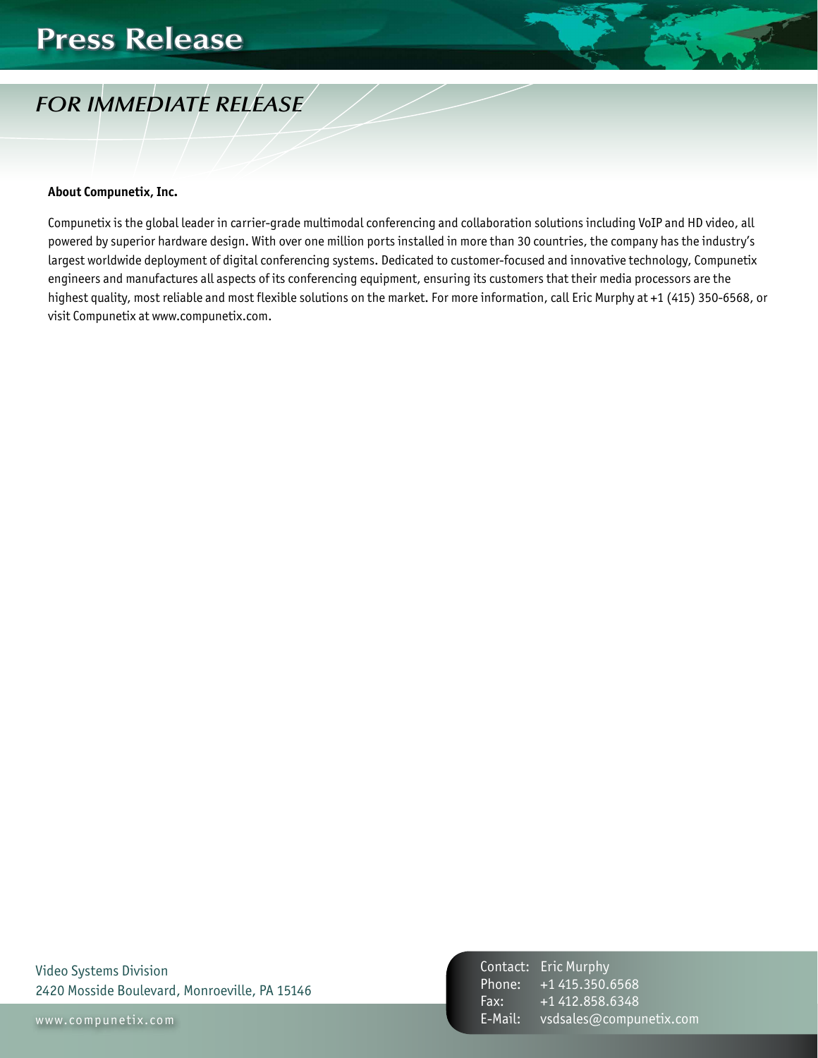# Press Release

## *FOR IMMEDIATE RELEASE*

**About Compunetix, Inc.**

Compunetix is the global leader in carrier-grade multimodal conferencing and collaboration solutions including VoIP and HD video, all powered by superior hardware design. With over one million ports installed in more than 30 countries, the company has the industry's largest worldwide deployment of digital conferencing systems. Dedicated to customer-focused and innovative technology, Compunetix engineers and manufactures all aspects of its conferencing equipment, ensuring its customers that their media processors are the highest quality, most reliable and most flexible solutions on the market. For more information, call Eric Murphy at +1 (415) 350-6568, or visit Compunetix at www.compunetix.com.

Video Systems Division
2420 Mosside Boulevard, Monroeville, PA 15146

www.compunetix.com

Contact: Eric Murphy
Phone: +1 415.350.6568
Fax: +1 412.858.6348
E-Mail: vsdsales@compunetix.com